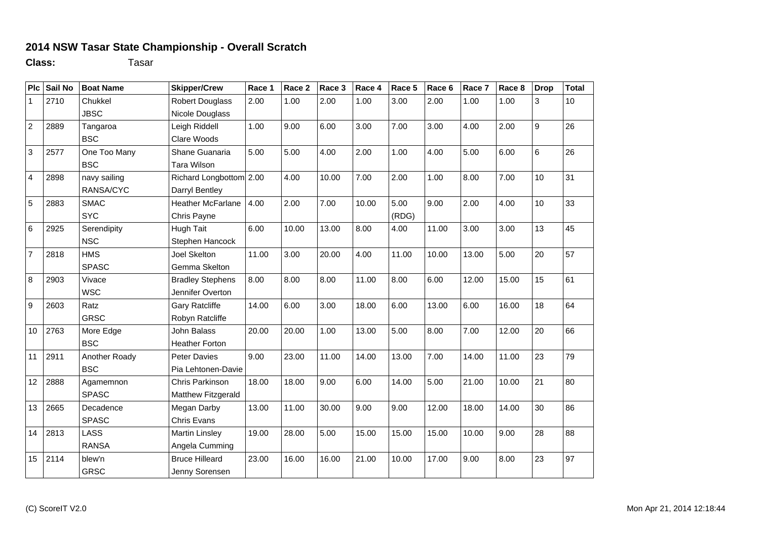## 2014 NSW Tasar State Championship - Overall Scratch

**Class:** Tasar

| Plc | Sail No | Boat Name | Skipper/Crew | Race 1 | Race 2 | Race 3 | Race 4 | Race 5 | Race 6 | Race 7 | Race 8 | Drop | Total |
|---|---|---|---|---|---|---|---|---|---|---|---|---|---|
| 1 | 2710 | Chukkel<br>JBSC | Robert Douglass<br>Nicole Douglass | 2.00 | 1.00 | 2.00 | 1.00 | 3.00 | 2.00 | 1.00 | 1.00 | 3 | 10 |
| 2 | 2889 | Tangaroa<br>BSC | Leigh Riddell<br>Clare Woods | 1.00 | 9.00 | 6.00 | 3.00 | 7.00 | 3.00 | 4.00 | 2.00 | 9 | 26 |
| 3 | 2577 | One Too Many<br>BSC | Shane Guanaria<br>Tara Wilson | 5.00 | 5.00 | 4.00 | 2.00 | 1.00 | 4.00 | 5.00 | 6.00 | 6 | 26 |
| 4 | 2898 | navy sailing<br>RANSA/CYC | Richard Longbottom<br>Darryl Bentley | 2.00 | 4.00 | 10.00 | 7.00 | 2.00 | 1.00 | 8.00 | 7.00 | 10 | 31 |
| 5 | 2883 | SMAC<br>SYC | Heather McFarlane<br>Chris Payne | 4.00 | 2.00 | 7.00 | 10.00 | 5.00<br>(RDG) | 9.00 | 2.00 | 4.00 | 10 | 33 |
| 6 | 2925 | Serendipity<br>NSC | Hugh Tait<br>Stephen Hancock | 6.00 | 10.00 | 13.00 | 8.00 | 4.00 | 11.00 | 3.00 | 3.00 | 13 | 45 |
| 7 | 2818 | HMS<br>SPASC | Joel Skelton<br>Gemma Skelton | 11.00 | 3.00 | 20.00 | 4.00 | 11.00 | 10.00 | 13.00 | 5.00 | 20 | 57 |
| 8 | 2903 | Vivace<br>WSC | Bradley Stephens<br>Jennifer Overton | 8.00 | 8.00 | 8.00 | 11.00 | 8.00 | 6.00 | 12.00 | 15.00 | 15 | 61 |
| 9 | 2603 | Ratz<br>GRSC | Gary Ratcliffe<br>Robyn Ratcliffe | 14.00 | 6.00 | 3.00 | 18.00 | 6.00 | 13.00 | 6.00 | 16.00 | 18 | 64 |
| 10 | 2763 | More Edge<br>BSC | John Balass<br>Heather Forton | 20.00 | 20.00 | 1.00 | 13.00 | 5.00 | 8.00 | 7.00 | 12.00 | 20 | 66 |
| 11 | 2911 | Another Roady<br>BSC | Peter Davies<br>Pia Lehtonen-Davie | 9.00 | 23.00 | 11.00 | 14.00 | 13.00 | 7.00 | 14.00 | 11.00 | 23 | 79 |
| 12 | 2888 | Agamemnon<br>SPASC | Chris Parkinson<br>Matthew Fitzgerald | 18.00 | 18.00 | 9.00 | 6.00 | 14.00 | 5.00 | 21.00 | 10.00 | 21 | 80 |
| 13 | 2665 | Decadence<br>SPASC | Megan Darby<br>Chris Evans | 13.00 | 11.00 | 30.00 | 9.00 | 9.00 | 12.00 | 18.00 | 14.00 | 30 | 86 |
| 14 | 2813 | LASS<br>RANSA | Martin Linsley<br>Angela Cumming | 19.00 | 28.00 | 5.00 | 15.00 | 15.00 | 15.00 | 10.00 | 9.00 | 28 | 88 |
| 15 | 2114 | blew'n<br>GRSC | Bruce Hilleard<br>Jenny Sorensen | 23.00 | 16.00 | 16.00 | 21.00 | 10.00 | 17.00 | 9.00 | 8.00 | 23 | 97 |

(C) ScoreIT V2.0 Mon Apr 21, 2014 12:18:44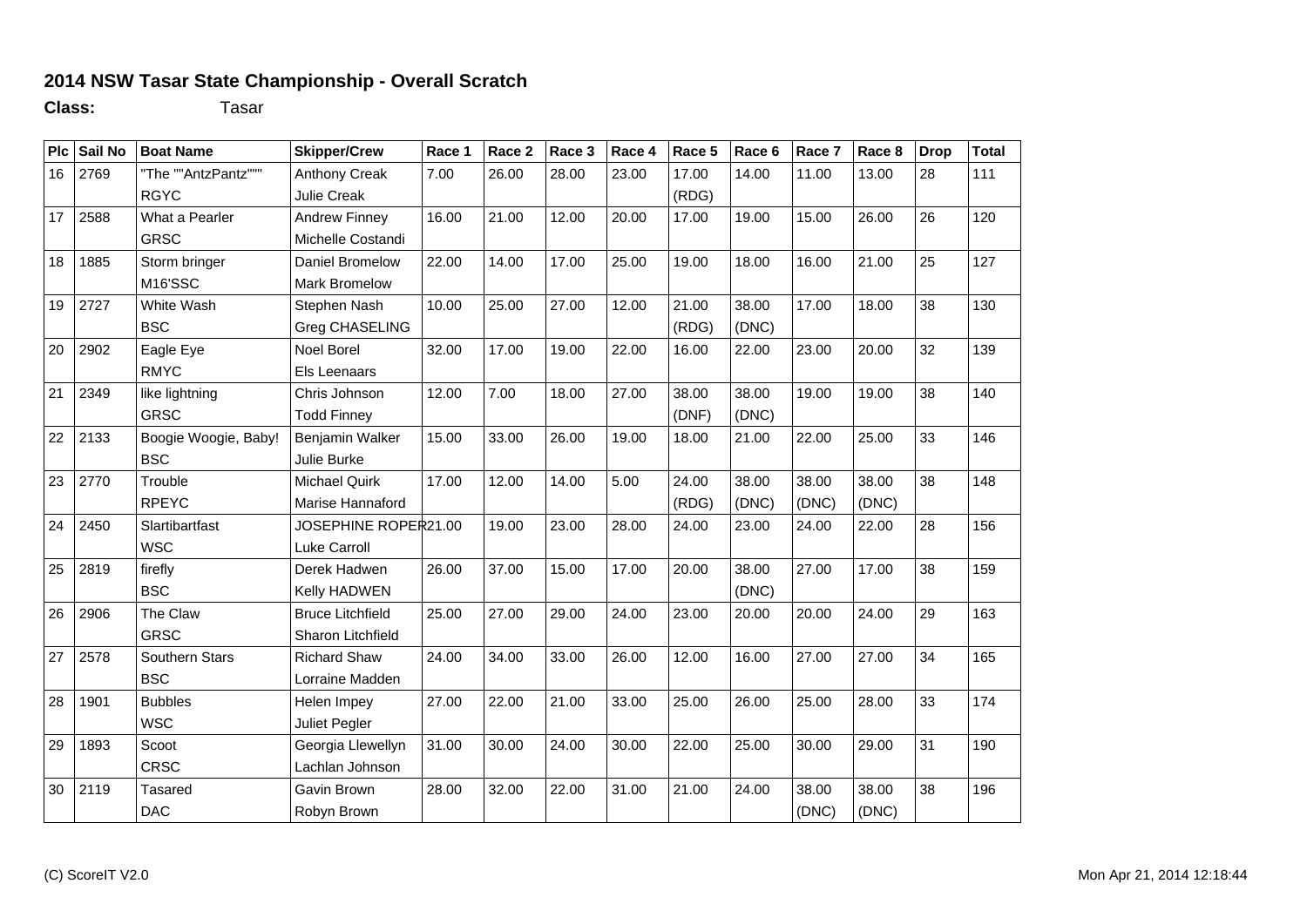## 2014 NSW Tasar State Championship - Overall Scratch

**Class:** Tasar

| Plc | Sail No | Boat Name | Skipper/Crew | Race 1 | Race 2 | Race 3 | Race 4 | Race 5 | Race 6 | Race 7 | Race 8 | Drop | Total |
|---|---|---|---|---|---|---|---|---|---|---|---|---|---|
| 16 | 2769 | "The ""AntzPantz""" | Anthony Creak | 7.00 | 26.00 | 28.00 | 23.00 | 17.00 | 14.00 | 11.00 | 13.00 | 28 | 111 |
| | | RGYC | Julie Creak | | | | | (RDG) | | | | | |
| 17 | 2588 | What a Pearler | Andrew Finney | 16.00 | 21.00 | 12.00 | 20.00 | 17.00 | 19.00 | 15.00 | 26.00 | 26 | 120 |
| | | GRSC | Michelle Costandi | | | | | | | | | | |
| 18 | 1885 | Storm bringer | Daniel Bromelow | 22.00 | 14.00 | 17.00 | 25.00 | 19.00 | 18.00 | 16.00 | 21.00 | 25 | 127 |
| | | M16'SSC | Mark Bromelow | | | | | | | | | | |
| 19 | 2727 | White Wash | Stephen Nash | 10.00 | 25.00 | 27.00 | 12.00 | 21.00 | 38.00 | 17.00 | 18.00 | 38 | 130 |
| | | BSC | Greg CHASELING | | | | | (RDG) | (DNC) | | | | |
| 20 | 2902 | Eagle Eye | Noel Borel | 32.00 | 17.00 | 19.00 | 22.00 | 16.00 | 22.00 | 23.00 | 20.00 | 32 | 139 |
| | | RMYC | Els Leenaars | | | | | | | | | | |
| 21 | 2349 | like lightning | Chris Johnson | 12.00 | 7.00 | 18.00 | 27.00 | 38.00 | 38.00 | 19.00 | 19.00 | 38 | 140 |
| | | GRSC | Todd Finney | | | | | (DNF) | (DNC) | | | | |
| 22 | 2133 | Boogie Woogie, Baby! | Benjamin Walker | 15.00 | 33.00 | 26.00 | 19.00 | 18.00 | 21.00 | 22.00 | 25.00 | 33 | 146 |
| | | BSC | Julie Burke | | | | | | | | | | |
| 23 | 2770 | Trouble | Michael Quirk | 17.00 | 12.00 | 14.00 | 5.00 | 24.00 | 38.00 | 38.00 | 38.00 | 38 | 148 |
| | | RPEYC | Marise Hannaford | | | | | (RDG) | (DNC) | (DNC) | (DNC) | | |
| 24 | 2450 | Slartibartfast | JOSEPHINE ROPER | 21.00 | 19.00 | 23.00 | 28.00 | 24.00 | 23.00 | 24.00 | 22.00 | 28 | 156 |
| | | WSC | Luke Carroll | | | | | | | | | | |
| 25 | 2819 | firefly | Derek Hadwen | 26.00 | 37.00 | 15.00 | 17.00 | 20.00 | 38.00 | 27.00 | 17.00 | 38 | 159 |
| | | BSC | Kelly HADWEN | | | | | | (DNC) | | | | |
| 26 | 2906 | The Claw | Bruce Litchfield | 25.00 | 27.00 | 29.00 | 24.00 | 23.00 | 20.00 | 20.00 | 24.00 | 29 | 163 |
| | | GRSC | Sharon Litchfield | | | | | | | | | | |
| 27 | 2578 | Southern Stars | Richard Shaw | 24.00 | 34.00 | 33.00 | 26.00 | 12.00 | 16.00 | 27.00 | 27.00 | 34 | 165 |
| | | BSC | Lorraine Madden | | | | | | | | | | |
| 28 | 1901 | Bubbles | Helen Impey | 27.00 | 22.00 | 21.00 | 33.00 | 25.00 | 26.00 | 25.00 | 28.00 | 33 | 174 |
| | | WSC | Juliet Pegler | | | | | | | | | | |
| 29 | 1893 | Scoot | Georgia Llewellyn | 31.00 | 30.00 | 24.00 | 30.00 | 22.00 | 25.00 | 30.00 | 29.00 | 31 | 190 |
| | | CRSC | Lachlan Johnson | | | | | | | | | | |
| 30 | 2119 | Tasared | Gavin Brown | 28.00 | 32.00 | 22.00 | 31.00 | 21.00 | 24.00 | 38.00 | 38.00 | 38 | 196 |
| | | DAC | Robyn Brown | | | | | | | (DNC) | (DNC) | | |

(C) ScoreIT V2.0 Mon Apr 21, 2014 12:18:44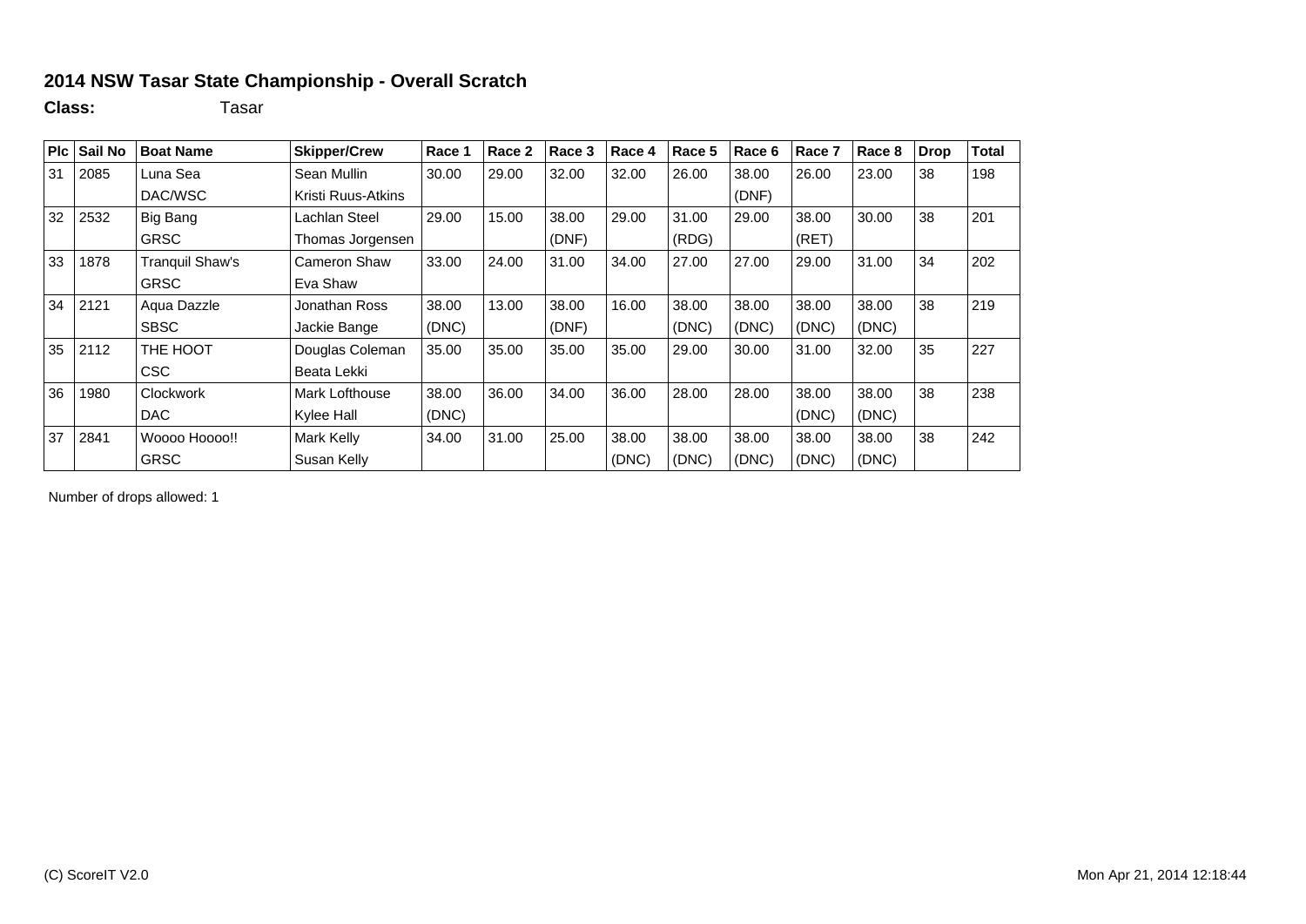## 2014 NSW Tasar State Championship - Overall Scratch

**Class:** Tasar

| Plc | Sail No | Boat Name | Skipper/Crew | Race 1 | Race 2 | Race 3 | Race 4 | Race 5 | Race 6 | Race 7 | Race 8 | Drop | Total |
|---|---|---|---|---|---|---|---|---|---|---|---|---|---|
| 31 | 2085 | Luna Sea | Sean Mullin | 30.00 | 29.00 | 32.00 | 32.00 | 26.00 | 38.00 | 26.00 | 23.00 | 38 | 198 |
| | | DAC/WSC | Kristi Ruus-Atkins | | | | | | (DNF) | | | | |
| 32 | 2532 | Big Bang | Lachlan Steel | 29.00 | 15.00 | 38.00 | 29.00 | 31.00 | 29.00 | 38.00 | 30.00 | 38 | 201 |
| | | GRSC | Thomas Jorgensen | | | (DNF) | | (RDG) | | (RET) | | | |
| 33 | 1878 | Tranquil Shaw's | Cameron Shaw | 33.00 | 24.00 | 31.00 | 34.00 | 27.00 | 27.00 | 29.00 | 31.00 | 34 | 202 |
| | | GRSC | Eva Shaw | | | | | | | | | | |
| 34 | 2121 | Aqua Dazzle | Jonathan Ross | 38.00 | 13.00 | 38.00 | 16.00 | 38.00 | 38.00 | 38.00 | 38.00 | 38 | 219 |
| | | SBSC | Jackie Bange | (DNC) | | (DNF) | | (DNC) | (DNC) | (DNC) | (DNC) | | |
| 35 | 2112 | THE HOOT | Douglas Coleman | 35.00 | 35.00 | 35.00 | 35.00 | 29.00 | 30.00 | 31.00 | 32.00 | 35 | 227 |
| | | CSC | Beata Lekki | | | | | | | | | | |
| 36 | 1980 | Clockwork | Mark Lofthouse | 38.00 | 36.00 | 34.00 | 36.00 | 28.00 | 28.00 | 38.00 | 38.00 | 38 | 238 |
| | | DAC | Kylee Hall | (DNC) | | | | | | (DNC) | (DNC) | | |
| 37 | 2841 | Woooo Hoooo!! | Mark Kelly | 34.00 | 31.00 | 25.00 | 38.00 | 38.00 | 38.00 | 38.00 | 38.00 | 38 | 242 |
| | | GRSC | Susan Kelly | | | | (DNC) | (DNC) | (DNC) | (DNC) | (DNC) | | |

Number of drops allowed: 1

(C) ScoreIT V2.0

Mon Apr 21, 2014 12:18:44